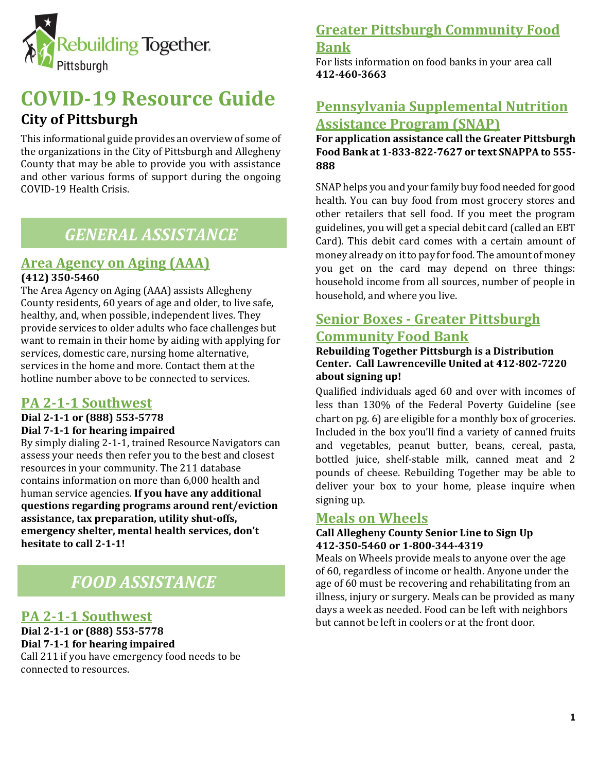Rebuilding Together Pittsburgh

# COVID-19 Resource Guide

## City of Pittsburgh

This informational guide provides an overview of some of the organizations in the City of Pittsburgh and Allegheny County that may be able to provide you with assistance and other various forms of support during the ongoing COVID-19 Health Crisis.

## *GENERAL ASSISTANCE*

### Area Agency on Aging (AAA)

**(412) 350-5460**

The Area Agency on Aging (AAA) assists Allegheny County residents, 60 years of age and older, to live safe, healthy, and, when possible, independent lives. They provide services to older adults who face challenges but want to remain in their home by aiding with applying for services, domestic care, nursing home alternative, services in the home and more. Contact them at the hotline number above to be connected to services.

### PA 2-1-1 Southwest

**Dial 2-1-1 or (888) 553-5778**
**Dial 7-1-1 for hearing impaired**

By simply dialing 2-1-1, trained Resource Navigators can assess your needs then refer you to the best and closest resources in your community. The 211 database contains information on more than 6,000 health and human service agencies. **If you have any additional questions regarding programs around rent/eviction assistance, tax preparation, utility shut-offs, emergency shelter, mental health services, don't hesitate to call 2-1-1!**

## *FOOD ASSISTANCE*

### PA 2-1-1 Southwest

**Dial 2-1-1 or (888) 553-5778**
**Dial 7-1-1 for hearing impaired**

Call 211 if you have emergency food needs to be connected to resources.

### Greater Pittsburgh Community Food Bank

For lists information on food banks in your area call **412-460-3663**

### Pennsylvania Supplemental Nutrition Assistance Program (SNAP)

**For application assistance call the Greater Pittsburgh Food Bank at 1-833-822-7627 or text SNAPPA to 555-888**

SNAP helps you and your family buy food needed for good health. You can buy food from most grocery stores and other retailers that sell food. If you meet the program guidelines, you will get a special debit card (called an EBT Card). This debit card comes with a certain amount of money already on it to pay for food. The amount of money you get on the card may depend on three things: household income from all sources, number of people in household, and where you live.

### Senior Boxes - Greater Pittsburgh Community Food Bank

**Rebuilding Together Pittsburgh is a Distribution Center. Call Lawrenceville United at 412-802-7220 about signing up!**

Qualified individuals aged 60 and over with incomes of less than 130% of the Federal Poverty Guideline (see chart on pg. 6) are eligible for a monthly box of groceries. Included in the box you'll find a variety of canned fruits and vegetables, peanut butter, beans, cereal, pasta, bottled juice, shelf-stable milk, canned meat and 2 pounds of cheese. Rebuilding Together may be able to deliver your box to your home, please inquire when signing up.

### Meals on Wheels

**Call Allegheny County Senior Line to Sign Up**
**412-350-5460 or 1-800-344-4319**

Meals on Wheels provide meals to anyone over the age of 60, regardless of income or health. Anyone under the age of 60 must be recovering and rehabilitating from an illness, injury or surgery. Meals can be provided as many days a week as needed. Food can be left with neighbors but cannot be left in coolers or at the front door.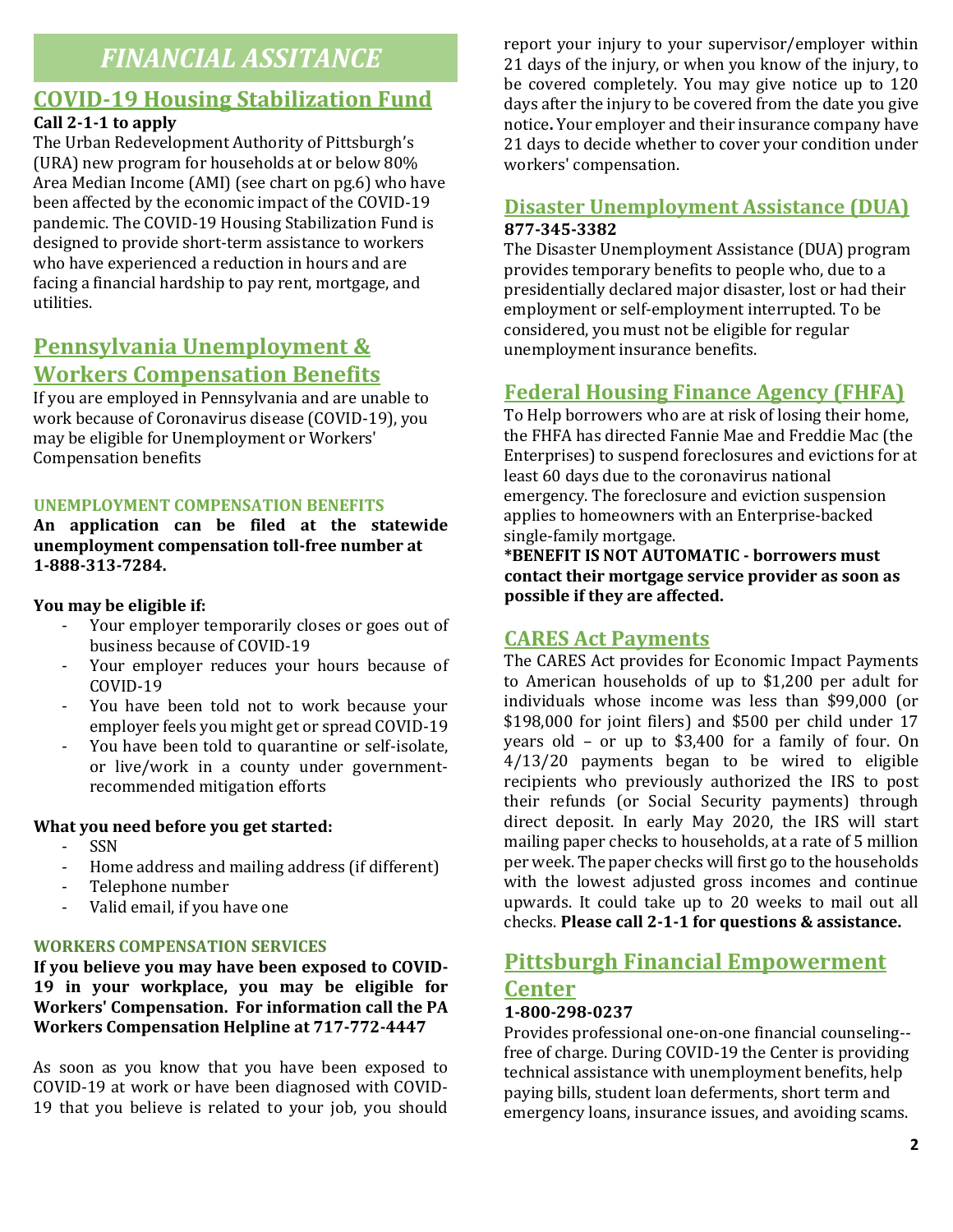# FINANCIAL ASSITANCE

## COVID-19 Housing Stabilization Fund

**Call 2-1-1 to apply**

The Urban Redevelopment Authority of Pittsburgh's (URA) new program for households at or below 80% Area Median Income (AMI) (see chart on pg.6) who have been affected by the economic impact of the COVID-19 pandemic. The COVID-19 Housing Stabilization Fund is designed to provide short-term assistance to workers who have experienced a reduction in hours and are facing a financial hardship to pay rent, mortgage, and utilities.

## Pennsylvania Unemployment & Workers Compensation Benefits

If you are employed in Pennsylvania and are unable to work because of Coronavirus disease (COVID-19), you may be eligible for Unemployment or Workers' Compensation benefits

### UNEMPLOYMENT COMPENSATION BENEFITS

**An application can be filed at the statewide unemployment compensation toll-free number at 1-888-313-7284.**

**You may be eligible if:**

- Your employer temporarily closes or goes out of business because of COVID-19
- Your employer reduces your hours because of COVID-19
- You have been told not to work because your employer feels you might get or spread COVID-19
- You have been told to quarantine or self-isolate, or live/work in a county under government-recommended mitigation efforts

**What you need before you get started:**

- SSN
- Home address and mailing address (if different)
- Telephone number
- Valid email, if you have one

### WORKERS COMPENSATION SERVICES

**If you believe you may have been exposed to COVID-19 in your workplace, you may be eligible for Workers' Compensation. For information call the PA Workers Compensation Helpline at 717-772-4447**

As soon as you know that you have been exposed to COVID-19 at work or have been diagnosed with COVID-19 that you believe is related to your job, you should report your injury to your supervisor/employer within 21 days of the injury, or when you know of the injury, to be covered completely. You may give notice up to 120 days after the injury to be covered from the date you give notice**.** Your employer and their insurance company have 21 days to decide whether to cover your condition under workers' compensation.

## Disaster Unemployment Assistance (DUA)

**877-345-3382**

The Disaster Unemployment Assistance (DUA) program provides temporary benefits to people who, due to a presidentially declared major disaster, lost or had their employment or self-employment interrupted. To be considered, you must not be eligible for regular unemployment insurance benefits.

## Federal Housing Finance Agency (FHFA)

To Help borrowers who are at risk of losing their home, the FHFA has directed Fannie Mae and Freddie Mac (the Enterprises) to suspend foreclosures and evictions for at least 60 days due to the coronavirus national emergency. The foreclosure and eviction suspension applies to homeowners with an Enterprise-backed single-family mortgage.

**\*BENEFIT IS NOT AUTOMATIC - borrowers must contact their mortgage service provider as soon as possible if they are affected.**

## CARES Act Payments

The CARES Act provides for Economic Impact Payments to American households of up to $1,200 per adult for individuals whose income was less than $99,000 (or $198,000 for joint filers) and $500 per child under 17 years old – or up to $3,400 for a family of four. On 4/13/20 payments began to be wired to eligible recipients who previously authorized the IRS to post their refunds (or Social Security payments) through direct deposit. In early May 2020, the IRS will start mailing paper checks to households, at a rate of 5 million per week. The paper checks will first go to the households with the lowest adjusted gross incomes and continue upwards. It could take up to 20 weeks to mail out all checks. **Please call 2-1-1 for questions & assistance.**

## Pittsburgh Financial Empowerment Center

**1-800-298-0237**

Provides professional one-on-one financial counseling--free of charge. During COVID-19 the Center is providing technical assistance with unemployment benefits, help paying bills, student loan deferments, short term and emergency loans, insurance issues, and avoiding scams.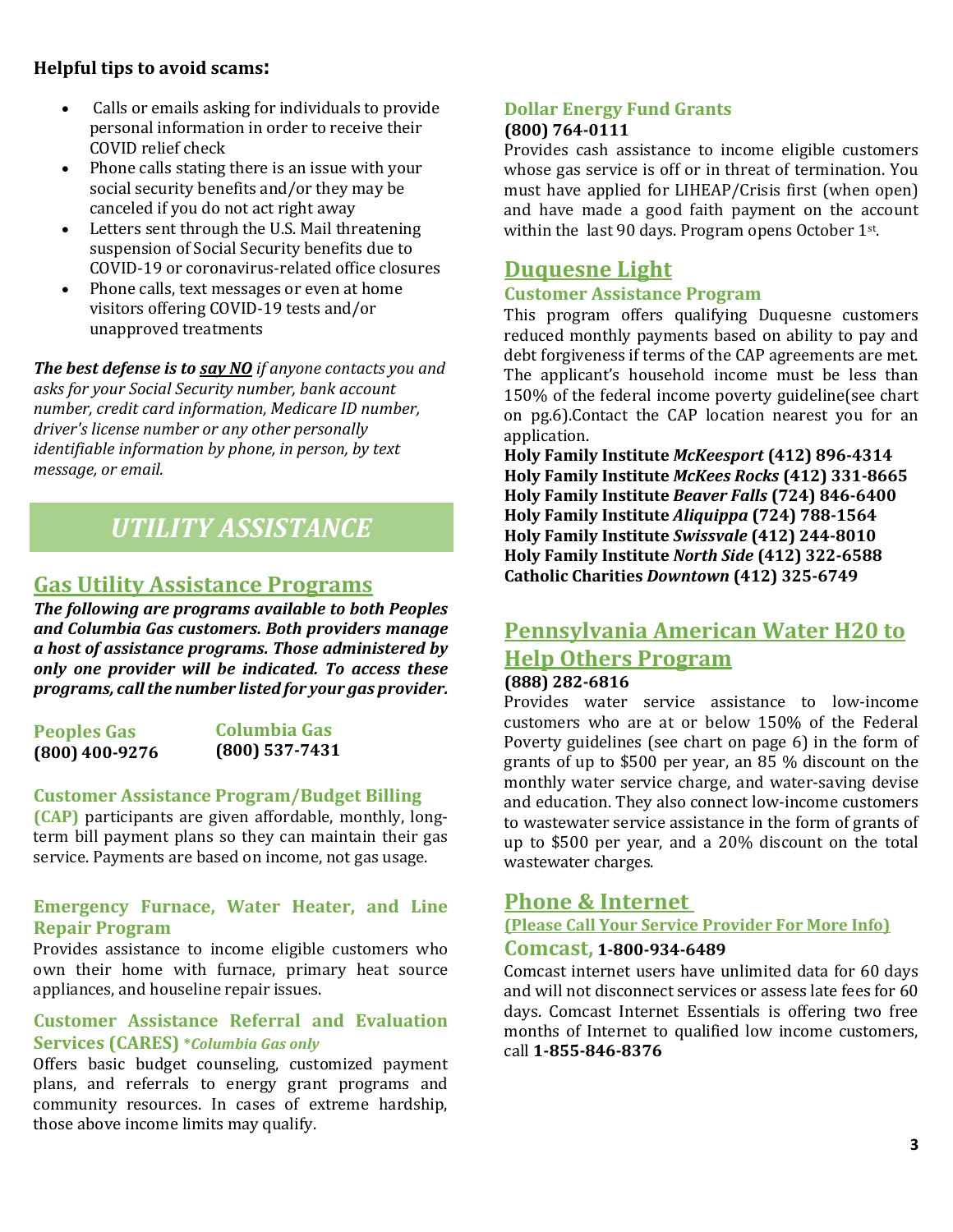**Helpful tips to avoid scams:**

- Calls or emails asking for individuals to provide personal information in order to receive their COVID relief check
- Phone calls stating there is an issue with your social security benefits and/or they may be canceled if you do not act right away
- Letters sent through the U.S. Mail threatening suspension of Social Security benefits due to COVID-19 or coronavirus-related office closures
- Phone calls, text messages or even at home visitors offering COVID-19 tests and/or unapproved treatments

***The best defense is to say NO** if anyone contacts you and asks for your Social Security number, bank account number, credit card information, Medicare ID number, driver's license number or any other personally identifiable information by phone, in person, by text message, or email.*

# *UTILITY ASSISTANCE*

## Gas Utility Assistance Programs

***The following are programs available to both Peoples and Columbia Gas customers. Both providers manage a host of assistance programs. Those administered by only one provider will be indicated. To access these programs, call the number listed for your gas provider.***

**Peoples Gas**
**(800) 400-9276**

**Columbia Gas**
**(800) 537-7431**

### Customer Assistance Program/Budget Billing

**(CAP)** participants are given affordable, monthly, long-term bill payment plans so they can maintain their gas service. Payments are based on income, not gas usage.

### Emergency Furnace, Water Heater, and Line Repair Program

Provides assistance to income eligible customers who own their home with furnace, primary heat source appliances, and houseline repair issues.

### Customer Assistance Referral and Evaluation Services (CARES) **Columbia Gas only*

Offers basic budget counseling, customized payment plans, and referrals to energy grant programs and community resources. In cases of extreme hardship, those above income limits may qualify.

### Dollar Energy Fund Grants

**(800) 764-0111**

Provides cash assistance to income eligible customers whose gas service is off or in threat of termination. You must have applied for LIHEAP/Crisis first (when open) and have made a good faith payment on the account within the last 90 days. Program opens October 1st.

## Duquesne Light

### Customer Assistance Program

This program offers qualifying Duquesne customers reduced monthly payments based on ability to pay and debt forgiveness if terms of the CAP agreements are met. The applicant's household income must be less than 150% of the federal income poverty guideline(see chart on pg.6).Contact the CAP location nearest you for an application.

**Holy Family Institute *McKeesport* (412) 896-4314**
**Holy Family Institute *McKees Rocks* (412) 331-8665**
**Holy Family Institute *Beaver Falls* (724) 846-6400**
**Holy Family Institute *Aliquippa* (724) 788-1564**
**Holy Family Institute *Swissvale* (412) 244-8010**
**Holy Family Institute *North Side* (412) 322-6588**
**Catholic Charities *Downtown* (412) 325-6749**

## Pennsylvania American Water H20 to Help Others Program

**(888) 282-6816**

Provides water service assistance to low-income customers who are at or below 150% of the Federal Poverty guidelines (see chart on page 6) in the form of grants of up to $500 per year, an 85 % discount on the monthly water service charge, and water-saving devise and education. They also connect low-income customers to wastewater service assistance in the form of grants of up to $500 per year, and a 20% discount on the total wastewater charges.

## Phone & Internet

### (Please Call Your Service Provider For More Info)

**Comcast, 1-800-934-6489**

Comcast internet users have unlimited data for 60 days and will not disconnect services or assess late fees for 60 days. Comcast Internet Essentials is offering two free months of Internet to qualified low income customers, call **1-855-846-8376**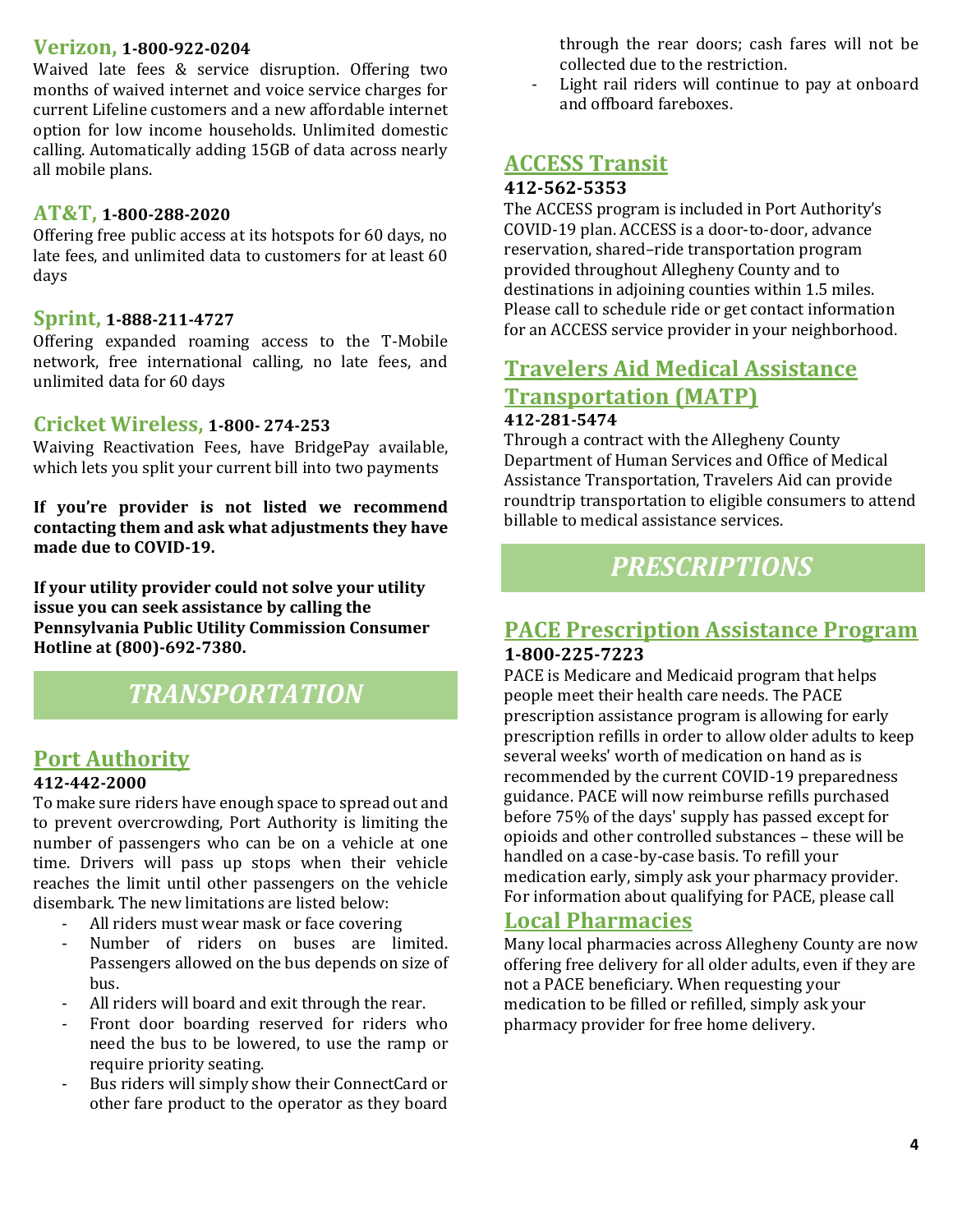### Verizon, 1-800-922-0204

Waived late fees & service disruption. Offering two months of waived internet and voice service charges for current Lifeline customers and a new affordable internet option for low income households. Unlimited domestic calling. Automatically adding 15GB of data across nearly all mobile plans.

### AT&T, 1-800-288-2020

Offering free public access at its hotspots for 60 days, no late fees, and unlimited data to customers for at least 60 days

### Sprint, 1-888-211-4727

Offering expanded roaming access to the T-Mobile network, free international calling, no late fees, and unlimited data for 60 days

### Cricket Wireless, 1-800- 274-253

Waiving Reactivation Fees, have BridgePay available, which lets you split your current bill into two payments

**If you're provider is not listed we recommend contacting them and ask what adjustments they have made due to COVID-19.**

**If your utility provider could not solve your utility issue you can seek assistance by calling the Pennsylvania Public Utility Commission Consumer Hotline at (800)-692-7380.**

## *TRANSPORTATION*

### Port Authority

**412-442-2000**

To make sure riders have enough space to spread out and to prevent overcrowding, Port Authority is limiting the number of passengers who can be on a vehicle at one time. Drivers will pass up stops when their vehicle reaches the limit until other passengers on the vehicle disembark. The new limitations are listed below:

- All riders must wear mask or face covering
- Number of riders on buses are limited. Passengers allowed on the bus depends on size of bus.
- All riders will board and exit through the rear.
- Front door boarding reserved for riders who need the bus to be lowered, to use the ramp or require priority seating.
- Bus riders will simply show their ConnectCard or other fare product to the operator as they board through the rear doors; cash fares will not be collected due to the restriction.
- Light rail riders will continue to pay at onboard and offboard fareboxes.

### ACCESS Transit

**412-562-5353**

The ACCESS program is included in Port Authority's COVID-19 plan. ACCESS is a door-to-door, advance reservation, shared–ride transportation program provided throughout Allegheny County and to destinations in adjoining counties within 1.5 miles. Please call to schedule ride or get contact information for an ACCESS service provider in your neighborhood.

### Travelers Aid Medical Assistance Transportation (MATP)

**412-281-5474**

Through a contract with the Allegheny County Department of Human Services and Office of Medical Assistance Transportation, Travelers Aid can provide roundtrip transportation to eligible consumers to attend billable to medical assistance services.

## *PRESCRIPTIONS*

### PACE Prescription Assistance Program

**1-800-225-7223**

PACE is Medicare and Medicaid program that helps people meet their health care needs. The PACE prescription assistance program is allowing for early prescription refills in order to allow older adults to keep several weeks' worth of medication on hand as is recommended by the current COVID-19 preparedness guidance. PACE will now reimburse refills purchased before 75% of the days' supply has passed except for opioids and other controlled substances – these will be handled on a case-by-case basis. To refill your medication early, simply ask your pharmacy provider. For information about qualifying for PACE, please call

### Local Pharmacies

Many local pharmacies across Allegheny County are now offering free delivery for all older adults, even if they are not a PACE beneficiary. When requesting your medication to be filled or refilled, simply ask your pharmacy provider for free home delivery.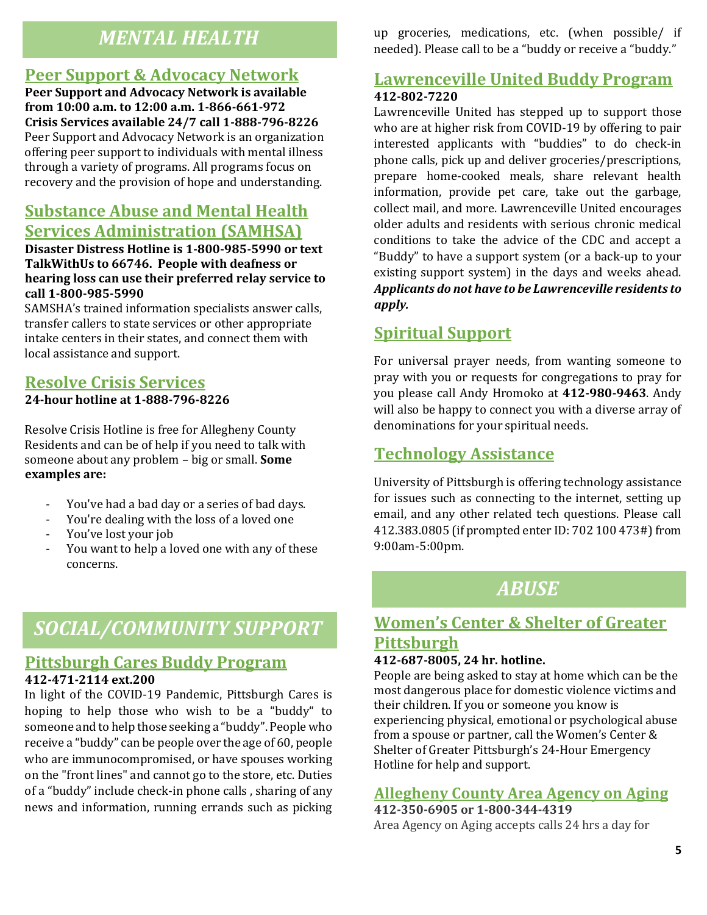# MENTAL HEALTH

## Peer Support & Advocacy Network

**Peer Support and Advocacy Network is available from 10:00 a.m. to 12:00 a.m. 1-866-661-972**
**Crisis Services available 24/7 call 1-888-796-8226**

Peer Support and Advocacy Network is an organization offering peer support to individuals with mental illness through a variety of programs. All programs focus on recovery and the provision of hope and understanding.

## Substance Abuse and Mental Health Services Administration (SAMHSA)

**Disaster Distress Hotline is 1-800-985-5990 or text TalkWithUs to 66746. People with deafness or hearing loss can use their preferred relay service to call 1-800-985-5990**

SAMSHA's trained information specialists answer calls, transfer callers to state services or other appropriate intake centers in their states, and connect them with local assistance and support.

## Resolve Crisis Services

**24-hour hotline at 1-888-796-8226**

Resolve Crisis Hotline is free for Allegheny County Residents and can be of help if you need to talk with someone about any problem – big or small. **Some examples are:**

- You've had a bad day or a series of bad days.
- You're dealing with the loss of a loved one
- You've lost your job
- You want to help a loved one with any of these concerns.

# SOCIAL/COMMUNITY SUPPORT

## Pittsburgh Cares Buddy Program

**412-471-2114 ext.200**

In light of the COVID-19 Pandemic, Pittsburgh Cares is hoping to help those who wish to be a "buddy" to someone and to help those seeking a "buddy". People who receive a "buddy" can be people over the age of 60, people who are immunocompromised, or have spouses working on the "front lines" and cannot go to the store, etc. Duties of a "buddy" include check-in phone calls , sharing of any news and information, running errands such as picking up groceries, medications, etc. (when possible/ if needed). Please call to be a "buddy or receive a "buddy."

## Lawrenceville United Buddy Program

**412-802-7220**

Lawrenceville United has stepped up to support those who are at higher risk from COVID-19 by offering to pair interested applicants with "buddies" to do check-in phone calls, pick up and deliver groceries/prescriptions, prepare home-cooked meals, share relevant health information, provide pet care, take out the garbage, collect mail, and more. Lawrenceville United encourages older adults and residents with serious chronic medical conditions to take the advice of the CDC and accept a "Buddy" to have a support system (or a back-up to your existing support system) in the days and weeks ahead. ***Applicants do not have to be Lawrenceville residents to apply.***

## Spiritual Support

For universal prayer needs, from wanting someone to pray with you or requests for congregations to pray for you please call Andy Hromoko at **412-980-9463**. Andy will also be happy to connect you with a diverse array of denominations for your spiritual needs.

## Technology Assistance

University of Pittsburgh is offering technology assistance for issues such as connecting to the internet, setting up email, and any other related tech questions. Please call 412.383.0805 (if prompted enter ID: 702 100 473#) from 9:00am-5:00pm.

# ABUSE

## Women's Center & Shelter of Greater Pittsburgh

**412-687-8005, 24 hr. hotline.**

People are being asked to stay at home which can be the most dangerous place for domestic violence victims and their children. If you or someone you know is experiencing physical, emotional or psychological abuse from a spouse or partner, call the Women's Center & Shelter of Greater Pittsburgh's 24-Hour Emergency Hotline for help and support.

## Allegheny County Area Agency on Aging

**412-350-6905 or 1-800-344-4319**

Area Agency on Aging accepts calls 24 hrs a day for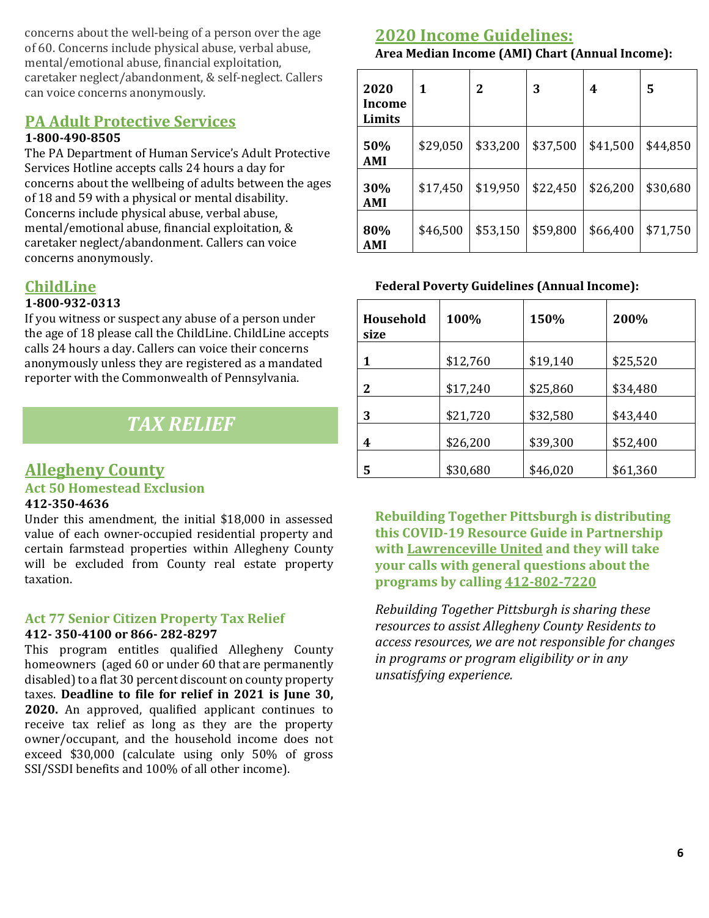concerns about the well-being of a person over the age of 60. Concerns include physical abuse, verbal abuse, mental/emotional abuse, financial exploitation, caretaker neglect/abandonment, & self-neglect. Callers can voice concerns anonymously.

## PA Adult Protective Services

**1-800-490-8505**

The PA Department of Human Service's Adult Protective Services Hotline accepts calls 24 hours a day for concerns about the wellbeing of adults between the ages of 18 and 59 with a physical or mental disability. Concerns include physical abuse, verbal abuse, mental/emotional abuse, financial exploitation, & caretaker neglect/abandonment. Callers can voice concerns anonymously.

## ChildLine

**1-800-932-0313**

If you witness or suspect any abuse of a person under the age of 18 please call the ChildLine. ChildLine accepts calls 24 hours a day. Callers can voice their concerns anonymously unless they are registered as a mandated reporter with the Commonwealth of Pennsylvania.

# *TAX RELIEF*

## Allegheny County

### Act 50 Homestead Exclusion

**412-350-4636**

Under this amendment, the initial $18,000 in assessed value of each owner-occupied residential property and certain farmstead properties within Allegheny County will be excluded from County real estate property taxation.

### Act 77 Senior Citizen Property Tax Relief

**412- 350-4100 or 866- 282-8297**

This program entitles qualified Allegheny County homeowners (aged 60 or under 60 that are permanently disabled) to a flat 30 percent discount on county property taxes. **Deadline to file for relief in 2021 is June 30, 2020.** An approved, qualified applicant continues to receive tax relief as long as they are the property owner/occupant, and the household income does not exceed $30,000 (calculate using only 50% of gross SSI/SSDI benefits and 100% of all other income).

## 2020 Income Guidelines:

**Area Median Income (AMI) Chart (Annual Income):**

| 2020 Income Limits | 1 | 2 | 3 | 4 | 5 |
|---|---|---|---|---|---|
| **50% AMI** | $29,050 | $33,200 | $37,500 | $41,500 | $44,850 |
| **30% AMI** | $17,450 | $19,950 | $22,450 | $26,200 | $30,680 |
| **80% AMI** | $46,500 | $53,150 | $59,800 | $66,400 | $71,750 |

**Federal Poverty Guidelines (Annual Income):**

| Household size | 100% | 150% | 200% |
|---|---|---|---|
| **1** | $12,760 | $19,140 | $25,520 |
| **2** | $17,240 | $25,860 | $34,480 |
| **3** | $21,720 | $32,580 | $43,440 |
| **4** | $26,200 | $39,300 | $52,400 |
| **5** | $30,680 | $46,020 | $61,360 |

**Rebuilding Together Pittsburgh is distributing this COVID-19 Resource Guide in Partnership with Lawrenceville United and they will take your calls with general questions about the programs by calling 412-802-7220**

*Rebuilding Together Pittsburgh is sharing these resources to assist Allegheny County Residents to access resources, we are not responsible for changes in programs or program eligibility or in any unsatisfying experience.*